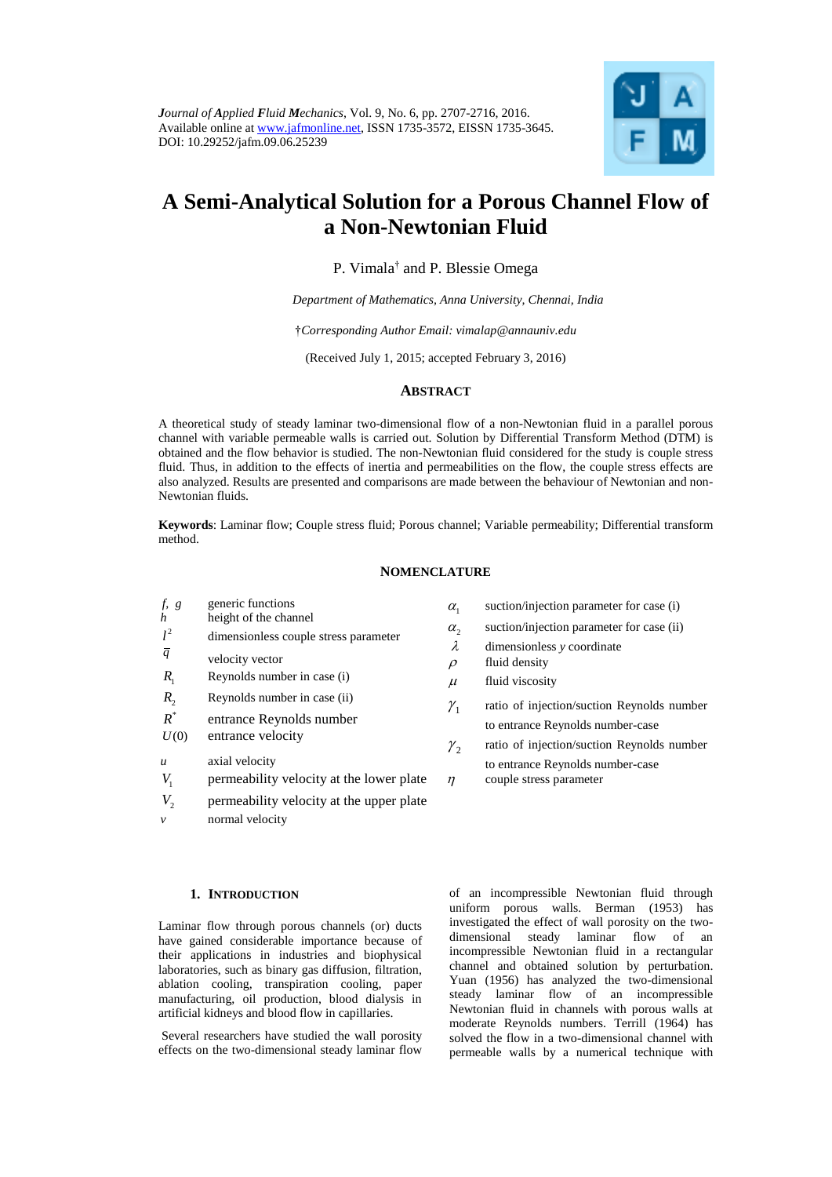*Journal of Applied Fluid Mechanics*, Vol. 9, No. 6, pp. 2707-2716, 2016.
Available online at www.jafmonline.net, ISSN 1735-3572, EISSN 1735-3645.
DOI: 10.29252/jafm.09.06.25239

# A Semi-Analytical Solution for a Porous Channel Flow of a Non-Newtonian Fluid

P. Vimala[†] and P. Blessie Omega

*Department of Mathematics, Anna University, Chennai, India*

†*Corresponding Author Email: vimalap@annauniv.edu*

(Received July 1, 2015; accepted February 3, 2016)

## ABSTRACT

A theoretical study of steady laminar two-dimensional flow of a non-Newtonian fluid in a parallel porous channel with variable permeable walls is carried out. Solution by Differential Transform Method (DTM) is obtained and the flow behavior is studied. The non-Newtonian fluid considered for the study is couple stress fluid. Thus, in addition to the effects of inertia and permeabilities on the flow, the couple stress effects are also analyzed. Results are presented and comparisons are made between the behaviour of Newtonian and non-Newtonian fluids.

**Keywords**: Laminar flow; Couple stress fluid; Porous channel; Variable permeability; Differential transform method.

## NOMENCLATURE

| Symbol | Description | Symbol | Description |
|---|---|---|---|
| $f, g$ | generic functions | $\alpha_1$ | suction/injection parameter for case (i) |
| $h$ | height of the channel | $\alpha_2$ | suction/injection parameter for case (ii) |
| $l^2$ | dimensionless couple stress parameter | $\lambda$ | dimensionless $y$ coordinate |
| $\overline{q}$ | velocity vector | $\rho$ | fluid density |
| $R_1$ | Reynolds number in case (i) | $\mu$ | fluid viscosity |
| $R_2$ | Reynolds number in case (ii) | $\gamma_1$ | ratio of injection/suction Reynolds number to entrance Reynolds number-case |
| $R^*$ | entrance Reynolds number | $\gamma_2$ | ratio of injection/suction Reynolds number to entrance Reynolds number-case |
| $U(0)$ | entrance velocity | $\eta$ | couple stress parameter |
| $u$ | axial velocity | | |
| $V_1$ | permeability velocity at the lower plate | | |
| $V_2$ | permeability velocity at the upper plate | | |
| $v$ | normal velocity | | |

## 1. INTRODUCTION

Laminar flow through porous channels (or) ducts have gained considerable importance because of their applications in industries and biophysical laboratories, such as binary gas diffusion, filtration, ablation cooling, transpiration cooling, paper manufacturing, oil production, blood dialysis in artificial kidneys and blood flow in capillaries.

Several researchers have studied the wall porosity effects on the two-dimensional steady laminar flow of an incompressible Newtonian fluid through uniform porous walls. Berman (1953) has investigated the effect of wall porosity on the two-dimensional steady laminar flow of an incompressible Newtonian fluid in a rectangular channel and obtained solution by perturbation. Yuan (1956) has analyzed the two-dimensional steady laminar flow of an incompressible Newtonian fluid in channels with porous walls at moderate Reynolds numbers. Terrill (1964) has solved the flow in a two-dimensional channel with permeable walls by a numerical technique with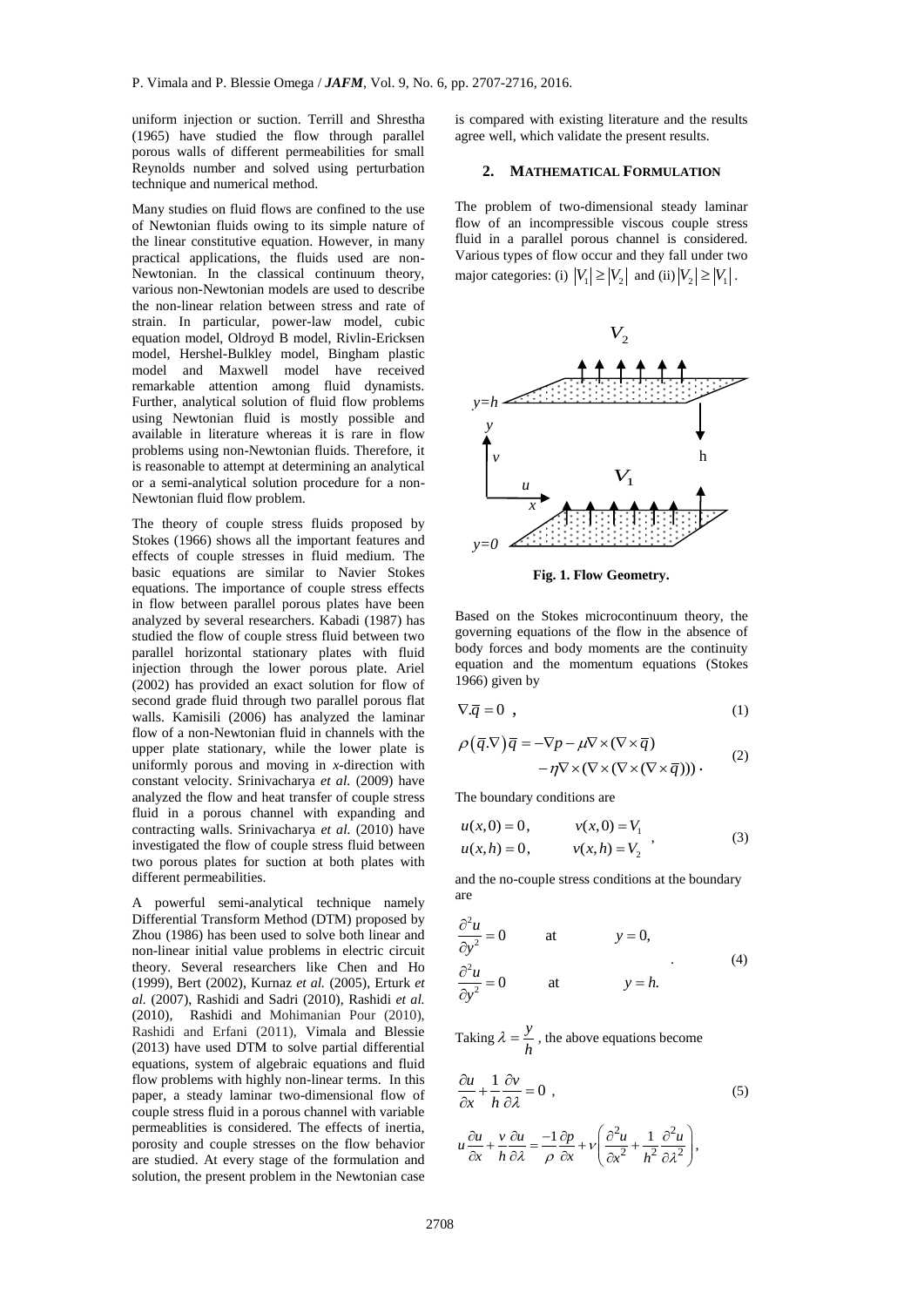uniform injection or suction. Terrill and Shrestha (1965) have studied the flow through parallel porous walls of different permeabilities for small Reynolds number and solved using perturbation technique and numerical method.

Many studies on fluid flows are confined to the use of Newtonian fluids owing to its simple nature of the linear constitutive equation. However, in many practical applications, the fluids used are non-Newtonian. In the classical continuum theory, various non-Newtonian models are used to describe the non-linear relation between stress and rate of strain. In particular, power-law model, cubic equation model, Oldroyd B model, Rivlin-Ericksen model, Hershel-Bulkley model, Bingham plastic model and Maxwell model have received remarkable attention among fluid dynamists. Further, analytical solution of fluid flow problems using Newtonian fluid is mostly possible and available in literature whereas it is rare in flow problems using non-Newtonian fluids. Therefore, it is reasonable to attempt at determining an analytical or a semi-analytical solution procedure for a non-Newtonian fluid flow problem.

The theory of couple stress fluids proposed by Stokes (1966) shows all the important features and effects of couple stresses in fluid medium. The basic equations are similar to Navier Stokes equations. The importance of couple stress effects in flow between parallel porous plates have been analyzed by several researchers. Kabadi (1987) has studied the flow of couple stress fluid between two parallel horizontal stationary plates with fluid injection through the lower porous plate. Ariel (2002) has provided an exact solution for flow of second grade fluid through two parallel porous flat walls. Kamisili (2006) has analyzed the laminar flow of a non-Newtonian fluid in channels with the upper plate stationary, while the lower plate is uniformly porous and moving in *x*-direction with constant velocity. Srinivacharya *et al.* (2009) have analyzed the flow and heat transfer of couple stress fluid in a porous channel with expanding and contracting walls. Srinivacharya *et al.* (2010) have investigated the flow of couple stress fluid between two porous plates for suction at both plates with different permeabilities.

A powerful semi-analytical technique namely Differential Transform Method (DTM) proposed by Zhou (1986) has been used to solve both linear and non-linear initial value problems in electric circuit theory. Several researchers like Chen and Ho (1999), Bert (2002), Kurnaz *et al.* (2005), Erturk *et al.* (2007), Rashidi and Sadri (2010), Rashidi *et al.* (2010), Rashidi and Mohimanian Pour (2010), Rashidi and Erfani (2011), Vimala and Blessie (2013) have used DTM to solve partial differential equations, system of algebraic equations and fluid flow problems with highly non-linear terms. In this paper, a steady laminar two-dimensional flow of couple stress fluid in a porous channel with variable permeablities is considered. The effects of inertia, porosity and couple stresses on the flow behavior are studied. At every stage of the formulation and solution, the present problem in the Newtonian case is compared with existing literature and the results agree well, which validate the present results.

## 2. MATHEMATICAL FORMULATION

The problem of two-dimensional steady laminar flow of an incompressible viscous couple stress fluid in a parallel porous channel is considered. Various types of flow occur and they fall under two major categories: (i) $|V_1| \geq |V_2|$ and (ii) $|V_2| \geq |V_1|$.

**Fig. 1. Flow Geometry.**

Based on the Stokes microcontinuum theory, the governing equations of the flow in the absence of body forces and body moments are the continuity equation and the momentum equations (Stokes 1966) given by

$$\nabla.\bar{q} = 0 \ , \tag{1}$$

$$\rho(\bar{q}.\nabla)\bar{q} = -\nabla p - \mu\nabla\times(\nabla\times\bar{q}) - \eta\nabla\times(\nabla\times(\nabla\times(\nabla\times\bar{q}))) \, . \tag{2}$$

The boundary conditions are

$$\begin{aligned} u(x,0) &= 0, \qquad v(x,0) = V_1 \\ u(x,h) &= 0, \qquad v(x,h) = V_2 \end{aligned} \ , \tag{3}$$

and the no-couple stress conditions at the boundary are

$$\begin{aligned} \frac{\partial^2 u}{\partial y^2} &= 0 \qquad \text{at} \qquad y = 0, \\ \frac{\partial^2 u}{\partial y^2} &= 0 \qquad \text{at} \qquad y = h. \end{aligned} \tag{4}$$

Taking $\lambda = \dfrac{y}{h}$, the above equations become

$$\frac{\partial u}{\partial x} + \frac{1}{h}\frac{\partial v}{\partial \lambda} = 0 \ , \tag{5}$$

$$u\frac{\partial u}{\partial x} + \frac{v}{h}\frac{\partial u}{\partial \lambda} = \frac{-1}{\rho}\frac{\partial p}{\partial x} + \nu\left(\frac{\partial^2 u}{\partial x^2} + \frac{1}{h^2}\frac{\partial^2 u}{\partial \lambda^2}\right),$$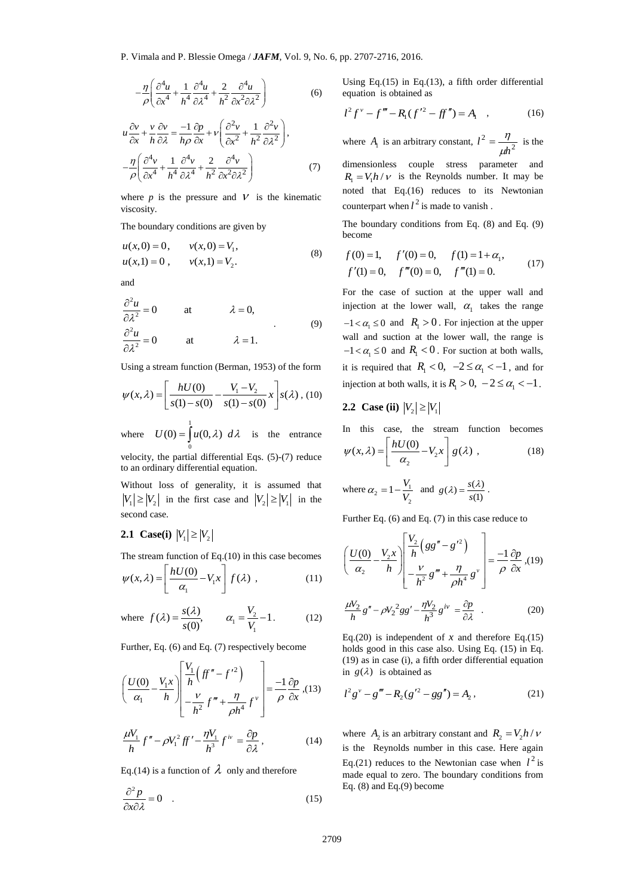$$-\frac{\eta}{\rho}\left(\frac{\partial^4 u}{\partial x^4}+\frac{1}{h^4}\frac{\partial^4 u}{\partial \lambda^4}+\frac{2}{h^2}\frac{\partial^4 u}{\partial x^2\partial \lambda^2}\right) \tag{6}$$

$$u\frac{\partial v}{\partial x}+\frac{v}{h}\frac{\partial v}{\partial \lambda}=\frac{-1}{h\rho}\frac{\partial p}{\partial x}+\nu\left(\frac{\partial^2 v}{\partial x^2}+\frac{1}{h^2}\frac{\partial^2 v}{\partial \lambda^2}\right),$$
$$-\frac{\eta}{\rho}\left(\frac{\partial^4 v}{\partial x^4}+\frac{1}{h^4}\frac{\partial^4 v}{\partial \lambda^4}+\frac{2}{h^2}\frac{\partial^4 v}{\partial x^2\partial \lambda^2}\right) \tag{7}$$

where $p$ is the pressure and $\nu$ is the kinematic viscosity.

The boundary conditions are given by

$$u(x,0)=0,\quad v(x,0)=V_1,$$
$$u(x,1)=0\,,\quad v(x,1)=V_2. \tag{8}$$

and

$$\frac{\partial^2 u}{\partial \lambda^2}=0 \quad \text{at} \quad \lambda=0,$$
$$\frac{\partial^2 u}{\partial \lambda^2}=0 \quad \text{at} \quad \lambda=1. \tag{9}$$

Using a stream function (Berman, 1953) of the form

$$\psi(x,\lambda)=\left[\frac{hU(0)}{s(1)-s(0)}-\frac{V_1-V_2}{s(1)-s(0)}x\right]s(\lambda)\,, \tag{10}$$

where $U(0)=\int_0^1 u(0,\lambda)\,d\lambda$ is the entrance velocity, the partial differential Eqs. (5)-(7) reduce to an ordinary differential equation.

Without loss of generality, it is assumed that $|V_1|\geq|V_2|$ in the first case and $|V_2|\geq|V_1|$ in the second case.

## 2.1 Case(i) $|V_1|\geq|V_2|$

The stream function of Eq.(10) in this case becomes

$$\psi(x,\lambda)=\left[\frac{hU(0)}{\alpha_1}-V_1 x\right]f(\lambda)\,, \tag{11}$$

$$\text{where } f(\lambda)=\frac{s(\lambda)}{s(0)},\qquad \alpha_1=\frac{V_2}{V_1}-1. \tag{12}$$

Further, Eq. (6) and Eq. (7) respectively become

$$\left(\frac{U(0)}{\alpha_1}-\frac{V_1 x}{h}\right)\begin{bmatrix}\frac{V_1}{h}\left(ff''-f'^2\right)\\ -\frac{\nu}{h^2}f'''+\frac{\eta}{\rho h^4}f^{v}\end{bmatrix}=\frac{-1}{\rho}\frac{\partial p}{\partial x}, \tag{13}$$

$$\frac{\mu V_1}{h}f''-\rho V_1^2 ff'-\frac{\eta V_1}{h^3}f^{iv}=\frac{\partial p}{\partial \lambda}, \tag{14}$$

Eq.(14) is a function of $\lambda$ only and therefore

$$\frac{\partial^2 p}{\partial x\partial \lambda}=0\quad. \tag{15}$$

Using Eq.(15) in Eq.(13), a fifth order differential equation is obtained as

$$l^2 f^{v}-f'''-R_1(f'^2-ff'')=A_1\quad, \tag{16}$$

where $A_1$ is an arbitrary constant, $l^2=\frac{\eta}{\mu h^2}$ is the dimensionless couple stress parameter and $R_1=V_1 h/\nu$ is the Reynolds number. It may be noted that Eq.(16) reduces to its Newtonian counterpart when $l^2$ is made to vanish .

The boundary conditions from Eq. (8) and Eq. (9) become

$$f(0)=1,\quad f'(0)=0,\quad f(1)=1+\alpha_1,$$
$$f'(1)=0,\quad f'''(0)=0,\quad f'''(1)=0. \tag{17}$$

For the case of suction at the upper wall and injection at the lower wall, $\alpha_1$ takes the range $-1<\alpha_1\leq 0$ and $R_1>0$. For injection at the upper wall and suction at the lower wall, the range is $-1<\alpha_1\leq 0$ and $R_1<0$. For suction at both walls, it is required that $R_1<0,\ -2\leq\alpha_1<-1$, and for injection at both walls, it is $R_1>0,\ -2\leq\alpha_1<-1$.

## 2.2 Case (ii) $|V_2|\geq|V_1|$

In this case, the stream function becomes

$$\psi(x,\lambda)=\left[\frac{hU(0)}{\alpha_2}-V_2 x\right]g(\lambda)\,, \tag{18}$$

where $\alpha_2=1-\frac{V_1}{V_2}$ and $g(\lambda)=\frac{s(\lambda)}{s(1)}$.

Further Eq. (6) and Eq. (7) in this case reduce to

$$\left(\frac{U(0)}{\alpha_2}-\frac{V_2 x}{h}\right)\begin{bmatrix}\frac{V_2}{h}\left(gg''-g'^2\right)\\ -\frac{\nu}{h^2}g'''+\frac{\eta}{\rho h^4}g^{v}\end{bmatrix}=\frac{-1}{\rho}\frac{\partial p}{\partial x}, \tag{19}$$

$$\frac{\mu V_2}{h}g''-\rho V_2^2 gg'-\frac{\eta V_2}{h^3}g^{iv}=\frac{\partial p}{\partial \lambda}\quad. \tag{20}$$

Eq.(20) is independent of $x$ and therefore Eq.(15) holds good in this case also. Using Eq. (15) in Eq. (19) as in case (i), a fifth order differential equation in $g(\lambda)$ is obtained as

$$l^2 g^{v}-g'''-R_2(g'^2-gg'')=A_2\,, \tag{21}$$

where $A_2$ is an arbitrary constant and $R_2=V_2 h/\nu$ is the Reynolds number in this case. Here again Eq.(21) reduces to the Newtonian case when $l^2$ is made equal to zero. The boundary conditions from Eq. (8) and Eq.(9) become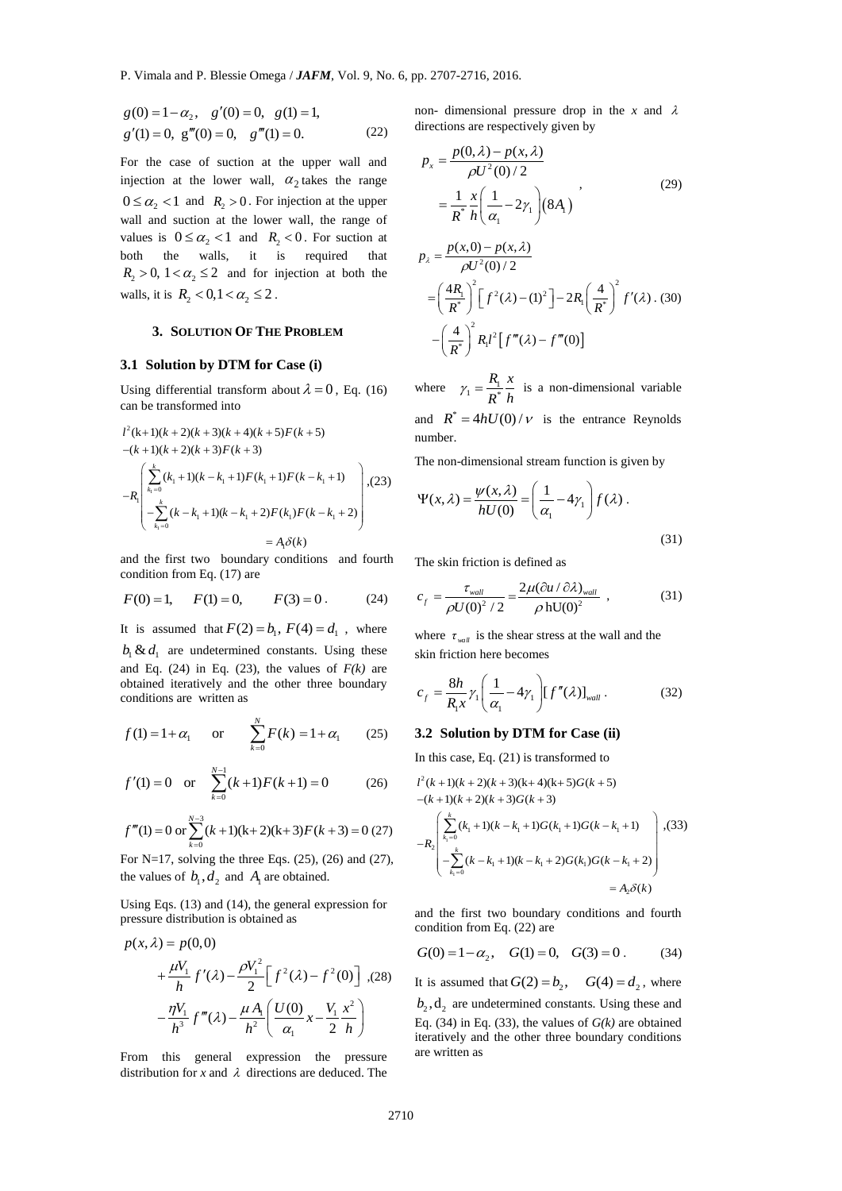$$g(0)=1-\alpha_2,\quad g'(0)=0,\quad g(1)=1,$$
$$g'(1)=0,\ g'''(0)=0,\quad g'''(1)=0. \tag{22}$$

For the case of suction at the upper wall and injection at the lower wall, $\alpha_2$ takes the range $0\le\alpha_2<1$ and $R_2>0$. For injection at the upper wall and suction at the lower wall, the range of values is $0\le\alpha_2<1$ and $R_2<0$. For suction at both the walls, it is required that $R_2>0,\ 1<\alpha_2\le 2$ and for injection at both the walls, it is $R_2<0, 1<\alpha_2\le 2$.

## 3. SOLUTION OF THE PROBLEM

### 3.1 Solution by DTM for Case (i)

Using differential transform about $\lambda=0$, Eq. (16) can be transformed into

$$\begin{aligned}
&l^2(k+1)(k+2)(k+3)(k+4)(k+5)F(k+5)\\
&-(k+1)(k+2)(k+3)F(k+3)\\
&-R_1\left(\begin{aligned}&\sum_{k_1=0}^{k}(k_1+1)(k-k_1+1)F(k_1+1)F(k-k_1+1)\\&-\sum_{k_1=0}^{k}(k-k_1+1)(k-k_1+2)F(k_1)F(k-k_1+2)\end{aligned}\right)\\
&=A_1\delta(k)
\end{aligned} \tag{23}$$

and the first two boundary conditions and fourth condition from Eq. (17) are

$$F(0)=1,\qquad F(1)=0,\qquad F(3)=0\,. \tag{24}$$

It is assumed that $F(2)=b_1,\ F(4)=d_1$, where $b_1\,\&\,d_1$ are undetermined constants. Using these and Eq. (24) in Eq. (23), the values of *F(k)* are obtained iteratively and the other three boundary conditions are written as

$$f(1)=1+\alpha_1\quad\text{ or }\quad \sum_{k=0}^{N}F(k)=1+\alpha_1 \tag{25}$$

$$f'(1)=0\quad\text{or}\quad \sum_{k=0}^{N-1}(k+1)F(k+1)=0 \tag{26}$$

$$f'''(1)=0 \text{ or} \sum_{k=0}^{N-3}(k+1)(k+2)(k+3)F(k+3)=0 \tag{27}$$

For N=17, solving the three Eqs. (25), (26) and (27), the values of $b_1, d_2$ and $A_1$ are obtained.

Using Eqs. (13) and (14), the general expression for pressure distribution is obtained as

$$\begin{aligned}
p(x,\lambda)&=p(0,0)\\
&+\frac{\mu V_1}{h}f'(\lambda)-\frac{\rho V_1^2}{2}\left[f^2(\lambda)-f^2(0)\right]\\
&-\frac{\eta V_1}{h^3}f'''(\lambda)-\frac{\mu A_1}{h^2}\left(\frac{U(0)}{\alpha_1}x-\frac{V_1}{2}\frac{x^2}{h}\right)
\end{aligned} \tag{28}$$

From this general expression the pressure distribution for *x* and $\lambda$ directions are deduced. The non- dimensional pressure drop in the *x* and $\lambda$ directions are respectively given by

$$\begin{aligned}
p_x&=\frac{p(0,\lambda)-p(x,\lambda)}{\rho U^2(0)/2}\\
&=\frac{1}{R^*}\frac{x}{h}\left(\frac{1}{\alpha_1}-2\gamma_1\right)(8A_1)
\end{aligned}, \tag{29}$$

$$\begin{aligned}
p_\lambda&=\frac{p(x,0)-p(x,\lambda)}{\rho U^2(0)/2}\\
&=\left(\frac{4R_1}{R^*}\right)^2\left[f^2(\lambda)-(1)^2\right]-2R_1\left(\frac{4}{R^*}\right)^2f'(\lambda)\\
&-\left(\frac{4}{R^*}\right)^2R_1l^2\left[f'''(\lambda)-f'''(0)\right]
\end{aligned} \tag{30}$$

where $\gamma_1=\dfrac{R_1}{R^*}\dfrac{x}{h}$ is a non-dimensional variable and $R^*=4hU(0)/\nu$ is the entrance Reynolds number.

The non-dimensional stream function is given by

$$\Psi(x,\lambda)=\frac{\psi(x,\lambda)}{hU(0)}=\left(\frac{1}{\alpha_1}-4\gamma_1\right)f(\lambda)\,. \tag{31}$$

The skin friction is defined as

$$c_f=\frac{\tau_{wall}}{\rho U(0)^2/2}=\frac{2\mu(\partial u/\partial\lambda)_{wall}}{\rho\, hU(0)^2}\ , \tag{31}$$

where $\tau_{wall}$ is the shear stress at the wall and the skin friction here becomes

$$c_f=\frac{8h}{R_1x}\gamma_1\left(\frac{1}{\alpha_1}-4\gamma_1\right)[f''(\lambda)]_{wall}\,. \tag{32}$$

### 3.2 Solution by DTM for Case (ii)

In this case, Eq. (21) is transformed to

$$\begin{aligned}
&l^2(k+1)(k+2)(k+3)(k+4)(k+5)G(k+5)\\
&-(k+1)(k+2)(k+3)G(k+3)\\
&-R_2\left(\begin{aligned}&\sum_{k_1=0}^{k}(k_1+1)(k-k_1+1)G(k_1+1)G(k-k_1+1)\\&-\sum_{k_1=0}^{k}(k-k_1+1)(k-k_1+2)G(k_1)G(k-k_1+2)\end{aligned}\right)\\
&=A_2\delta(k)
\end{aligned} \tag{33}$$

and the first two boundary conditions and fourth condition from Eq. (22) are

$$G(0)=1-\alpha_2,\quad G(1)=0,\quad G(3)=0\,. \tag{34}$$

It is assumed that $G(2)=b_2,\quad G(4)=d_2$, where $b_2, d_2$ are undetermined constants. Using these and Eq. (34) in Eq. (33), the values of *G(k)* are obtained iteratively and the other three boundary conditions are written as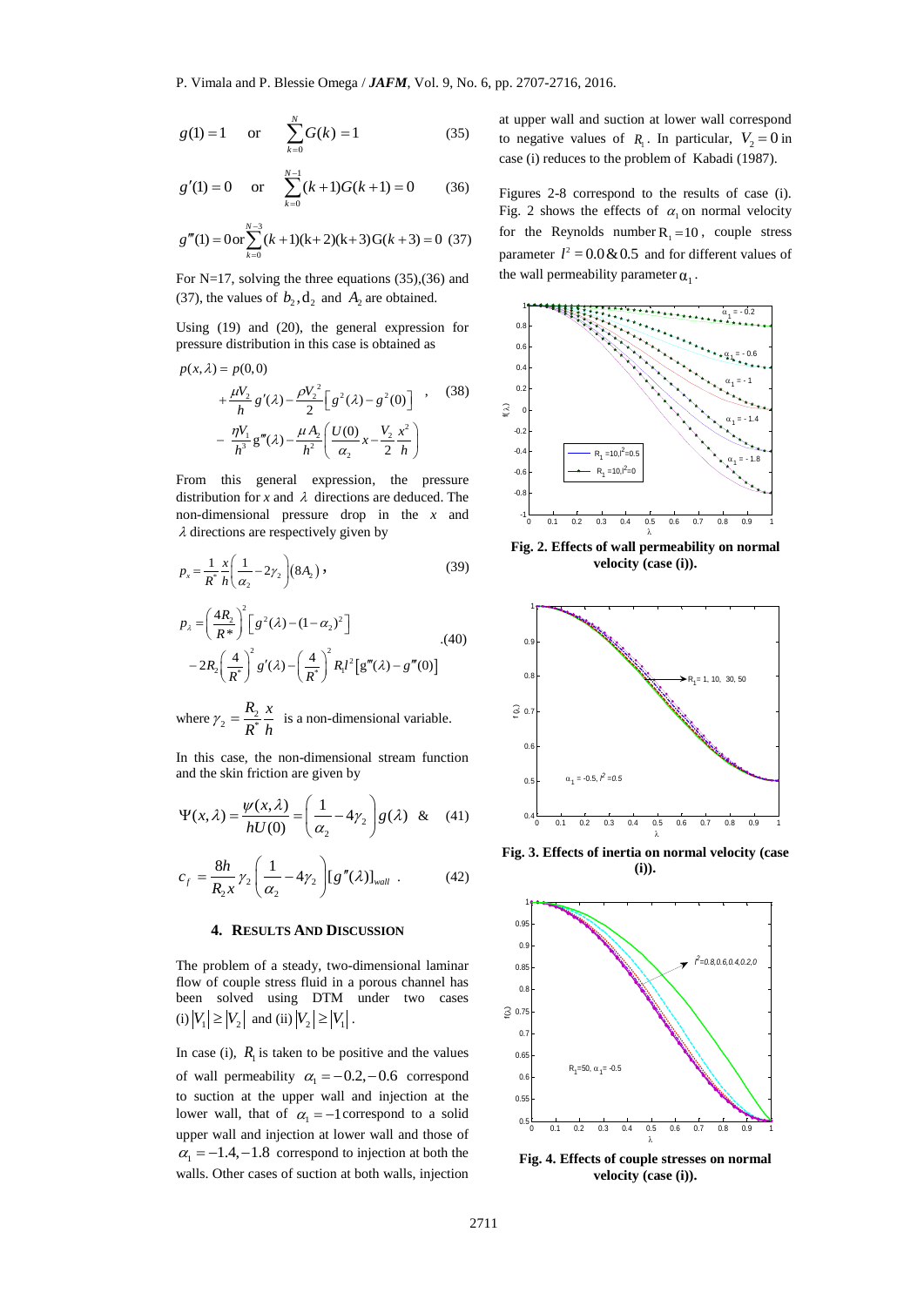$$g(1)=1 \quad \text{or} \quad \sum_{k=0}^{N} G(k)=1 \tag{35}$$

$$g'(1)=0 \quad \text{or} \quad \sum_{k=0}^{N-1} (k+1)G(k+1)=0 \tag{36}$$

$$g'''(1)=0 \,\text{or} \sum_{k=0}^{N-3} (k+1)(k+2)(k+3)G(k+3)=0 \tag{37}$$

For N=17, solving the three equations (35),(36) and (37), the values of $b_2, d_2$ and $A_2$ are obtained.

Using (19) and (20), the general expression for pressure distribution in this case is obtained as

$$\begin{aligned} p(x,\lambda) &= p(0,0) \\ &+ \frac{\mu V_2}{h} g'(\lambda) - \frac{\rho V_2^{\,2}}{2}\left[g^2(\lambda)-g^2(0)\right] \\ &- \frac{\eta V_1}{h^3} g'''(\lambda) - \frac{\mu A_2}{h^2}\left(\frac{U(0)}{\alpha_2}x - \frac{V_2}{2}\frac{x^2}{h}\right) \end{aligned} \tag{38}$$

From this general expression, the pressure distribution for $x$ and $\lambda$ directions are deduced. The non-dimensional pressure drop in the $x$ and $\lambda$ directions are respectively given by

$$p_x = \frac{1}{R^*}\frac{x}{h}\left(\frac{1}{\alpha_2}-2\gamma_2\right)(8A_2), \tag{39}$$

$$\begin{aligned} p_\lambda &= \left(\frac{4R_2}{R^*}\right)^2\left[g^2(\lambda)-(1-\alpha_2)^2\right] \\ &-2R_2\left(\frac{4}{R^*}\right)^2 g'(\lambda) - \left(\frac{4}{R^*}\right)^2 R_1 l^2\left[g'''(\lambda)-g'''(0)\right] \end{aligned} \tag{40}$$

where $\gamma_2 = \dfrac{R_2}{R^*}\dfrac{x}{h}$ is a non-dimensional variable.

In this case, the non-dimensional stream function and the skin friction are given by

$$\Psi(x,\lambda) = \frac{\psi(x,\lambda)}{hU(0)} = \left(\frac{1}{\alpha_2}-4\gamma_2\right)g(\lambda) \quad \& \tag{41}$$

$$c_f = \frac{8h}{R_2 x}\gamma_2\left(\frac{1}{\alpha_2}-4\gamma_2\right)[g''(\lambda)]_{wall}. \tag{42}$$

## 4. RESULTS AND DISCUSSION

The problem of a steady, two-dimensional laminar flow of couple stress fluid in a porous channel has been solved using DTM under two cases (i) $|V_1| \geq |V_2|$ and (ii) $|V_2| \geq |V_1|$.

In case (i), $R_1$ is taken to be positive and the values of wall permeability $\alpha_1 = -0.2, -0.6$ correspond to suction at the upper wall and injection at the lower wall, that of $\alpha_1 = -1$ correspond to a solid upper wall and injection at lower wall and those of $\alpha_1 = -1.4, -1.8$ correspond to injection at both the walls. Other cases of suction at both walls, injection at upper wall and suction at lower wall correspond to negative values of $R_1$. In particular, $V_2 = 0$ in case (i) reduces to the problem of Kabadi (1987).

Figures 2-8 correspond to the results of case (i). Fig. 2 shows the effects of $\alpha_1$ on normal velocity for the Reynolds number $R_1 = 10$, couple stress parameter $l^2 = 0.0 \,\&\, 0.5$ and for different values of the wall permeability parameter $\alpha_1$.

**Fig. 2. Effects of wall permeability on normal velocity (case (i)).**

**Fig. 3. Effects of inertia on normal velocity (case (i)).**

**Fig. 4. Effects of couple stresses on normal velocity (case (i)).**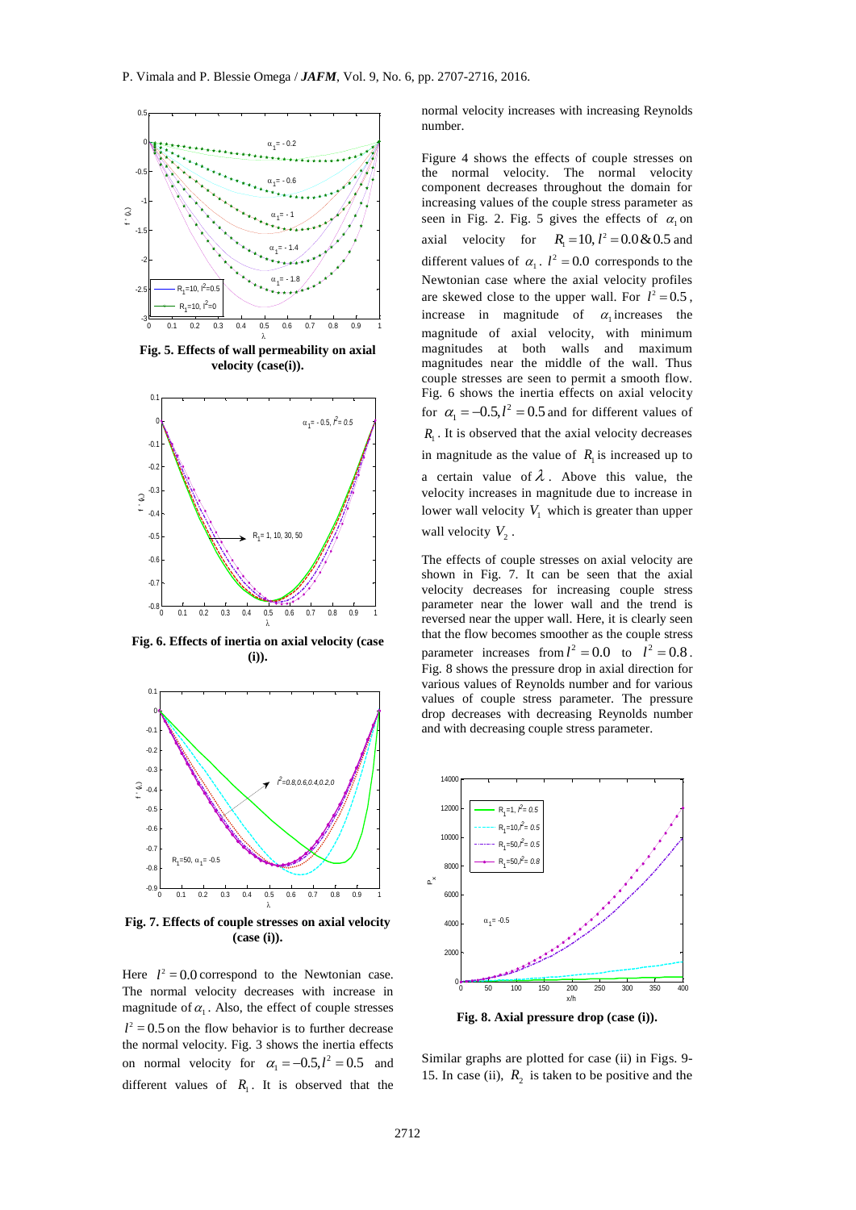Fig. 5. Effects of wall permeability on axial velocity (case(i)).

Fig. 6. Effects of inertia on axial velocity (case (i)).

Fig. 7. Effects of couple stresses on axial velocity (case (i)).

Here $l^2 = 0.0$ correspond to the Newtonian case. The normal velocity decreases with increase in magnitude of $\alpha_1$. Also, the effect of couple stresses $l^2 = 0.5$ on the flow behavior is to further decrease the normal velocity. Fig. 3 shows the inertia effects on normal velocity for $\alpha_1 = -0.5, l^2 = 0.5$ and different values of $R_1$. It is observed that the normal velocity increases with increasing Reynolds number.

Figure 4 shows the effects of couple stresses on the normal velocity. The normal velocity component decreases throughout the domain for increasing values of the couple stress parameter as seen in Fig. 2. Fig. 5 gives the effects of $\alpha_1$ on axial velocity for $R_1 = 10, l^2 = 0.0 \,\&\, 0.5$ and different values of $\alpha_1$. $l^2 = 0.0$ corresponds to the Newtonian case where the axial velocity profiles are skewed close to the upper wall. For $l^2 = 0.5$, increase in magnitude of $\alpha_1$ increases the magnitude of axial velocity, with minimum magnitudes at both walls and maximum magnitudes near the middle of the wall. Thus couple stresses are seen to permit a smooth flow. Fig. 6 shows the inertia effects on axial velocity for $\alpha_1 = -0.5, l^2 = 0.5$ and for different values of $R_1$. It is observed that the axial velocity decreases in magnitude as the value of $R_1$ is increased up to a certain value of $\lambda$. Above this value, the velocity increases in magnitude due to increase in lower wall velocity $V_1$ which is greater than upper wall velocity $V_2$.

The effects of couple stresses on axial velocity are shown in Fig. 7. It can be seen that the axial velocity decreases for increasing couple stress parameter near the lower wall and the trend is reversed near the upper wall. Here, it is clearly seen that the flow becomes smoother as the couple stress parameter increases from $l^2 = 0.0$ to $l^2 = 0.8$. Fig. 8 shows the pressure drop in axial direction for various values of Reynolds number and for various values of couple stress parameter. The pressure drop decreases with decreasing Reynolds number and with decreasing couple stress parameter.

Fig. 8. Axial pressure drop (case (i)).

Similar graphs are plotted for case (ii) in Figs. 9-15. In case (ii), $R_2$ is taken to be positive and the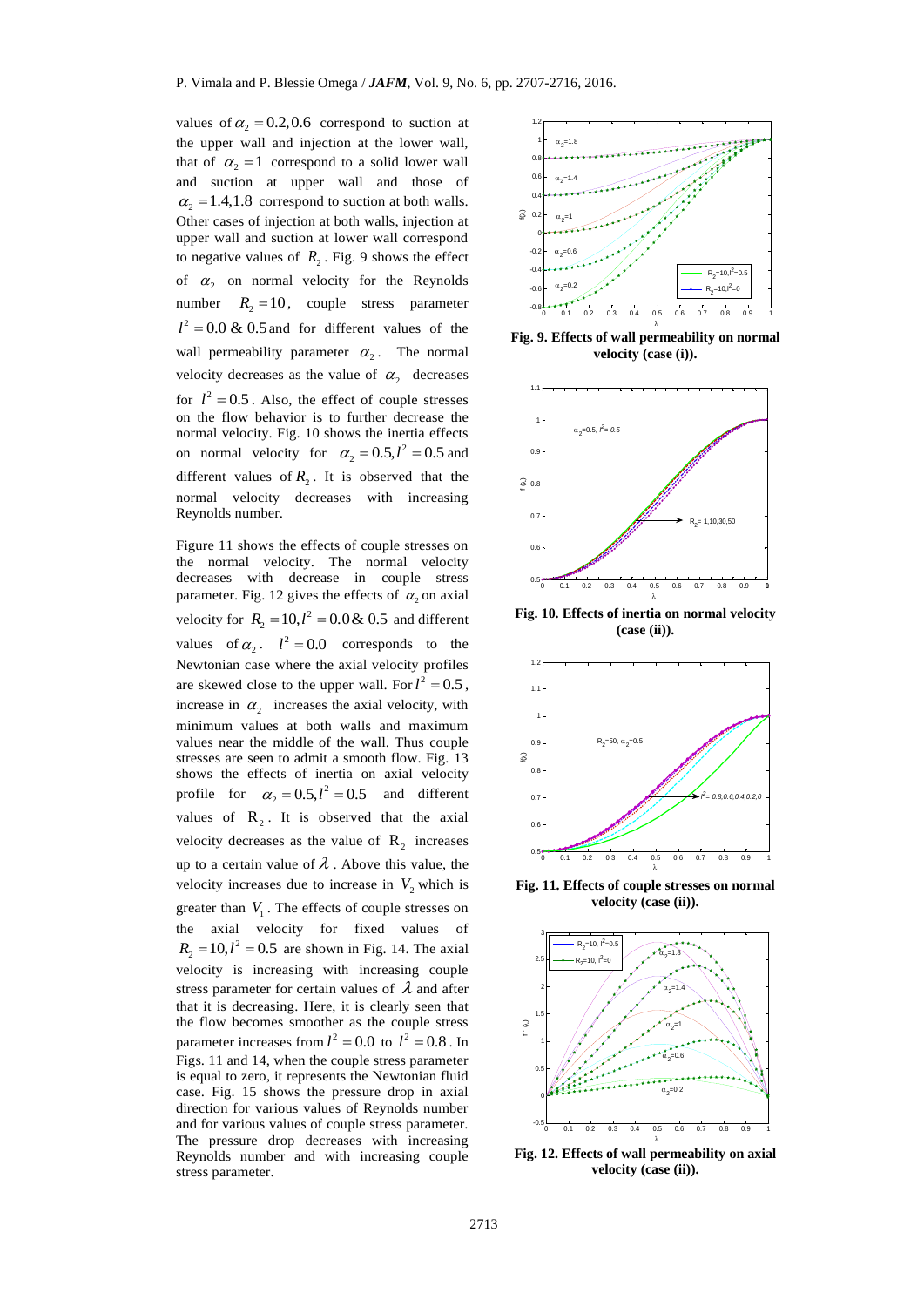values of $\alpha_2 = 0.2, 0.6$ correspond to suction at the upper wall and injection at the lower wall, that of $\alpha_2 = 1$ correspond to a solid lower wall and suction at upper wall and those of $\alpha_2 = 1.4, 1.8$ correspond to suction at both walls. Other cases of injection at both walls, injection at upper wall and suction at lower wall correspond to negative values of $R_2$. Fig. 9 shows the effect of $\alpha_2$ on normal velocity for the Reynolds number $R_2 = 10$, couple stress parameter $l^2 = 0.0$ & $0.5$ and for different values of the wall permeability parameter $\alpha_2$. The normal velocity decreases as the value of $\alpha_2$ decreases for $l^2 = 0.5$. Also, the effect of couple stresses on the flow behavior is to further decrease the normal velocity. Fig. 10 shows the inertia effects on normal velocity for $\alpha_2 = 0.5, l^2 = 0.5$ and different values of $R_2$. It is observed that the normal velocity decreases with increasing Reynolds number.

Figure 11 shows the effects of couple stresses on the normal velocity. The normal velocity decreases with decrease in couple stress parameter. Fig. 12 gives the effects of $\alpha_2$ on axial velocity for $R_2 = 10, l^2 = 0.0$ & $0.5$ and different values of $\alpha_2$. $l^2 = 0.0$ corresponds to the Newtonian case where the axial velocity profiles are skewed close to the upper wall. For $l^2 = 0.5$, increase in $\alpha_2$ increases the axial velocity, with minimum values at both walls and maximum values near the middle of the wall. Thus couple stresses are seen to admit a smooth flow. Fig. 13 shows the effects of inertia on axial velocity profile for $\alpha_2 = 0.5, l^2 = 0.5$ and different values of $R_2$. It is observed that the axial velocity decreases as the value of $R_2$ increases up to a certain value of $\lambda$. Above this value, the velocity increases due to increase in $V_2$ which is greater than $V_1$. The effects of couple stresses on the axial velocity for fixed values of $R_2 = 10, l^2 = 0.5$ are shown in Fig. 14. The axial velocity is increasing with increasing couple stress parameter for certain values of $\lambda$ and after that it is decreasing. Here, it is clearly seen that the flow becomes smoother as the couple stress parameter increases from $l^2 = 0.0$ to $l^2 = 0.8$. In Figs. 11 and 14, when the couple stress parameter is equal to zero, it represents the Newtonian fluid case. Fig. 15 shows the pressure drop in axial direction for various values of Reynolds number and for various values of couple stress parameter. The pressure drop decreases with increasing Reynolds number and with increasing couple stress parameter.

**Fig. 9. Effects of wall permeability on normal velocity (case (i)).**

**Fig. 10. Effects of inertia on normal velocity (case (ii)).**

**Fig. 11. Effects of couple stresses on normal velocity (case (ii)).**

**Fig. 12. Effects of wall permeability on axial velocity (case (ii)).**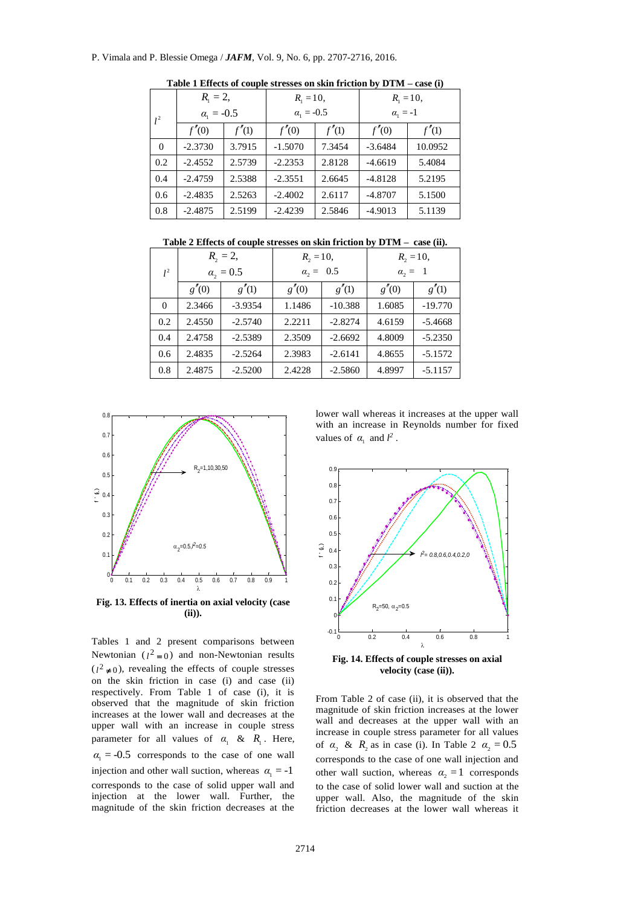**Table 1 Effects of couple stresses on skin friction by DTM – case (i)**

| $l^2$ | $R_1 = 2$, $\alpha_1 = -0.5$ | | $R_1 = 10$, $\alpha_1 = -0.5$ | | $R_1 = 10$, $\alpha_1 = -1$ | |
|---|---|---|---|---|---|---|
| | $f''(0)$ | $f''(1)$ | $f''(0)$ | $f''(1)$ | $f''(0)$ | $f''(1)$ |
| 0 | -2.3730 | 3.7915 | -1.5070 | 7.3454 | -3.6484 | 10.0952 |
| 0.2 | -2.4552 | 2.5739 | -2.2353 | 2.8128 | -4.6619 | 5.4084 |
| 0.4 | -2.4759 | 2.5388 | -2.3551 | 2.6645 | -4.8128 | 5.2195 |
| 0.6 | -2.4835 | 2.5263 | -2.4002 | 2.6117 | -4.8707 | 5.1500 |
| 0.8 | -2.4875 | 2.5199 | -2.4239 | 2.5846 | -4.9013 | 5.1139 |

**Table 2 Effects of couple stresses on skin friction by DTM – case (ii).**

| $l^2$ | $R_2 = 2$, $\alpha_2 = 0.5$ | | $R_2 = 10$, $\alpha_2 = 0.5$ | | $R_2 = 10$, $\alpha_2 = 1$ | |
|---|---|---|---|---|---|---|
| | $g''(0)$ | $g''(1)$ | $g''(0)$ | $g''(1)$ | $g''(0)$ | $g''(1)$ |
| 0 | 2.3466 | -3.9354 | 1.1486 | -10.388 | 1.6085 | -19.770 |
| 0.2 | 2.4550 | -2.5740 | 2.2211 | -2.8274 | 4.6159 | -5.4668 |
| 0.4 | 2.4758 | -2.5389 | 2.3509 | -2.6692 | 4.8009 | -5.2350 |
| 0.6 | 2.4835 | -2.5264 | 2.3983 | -2.6141 | 4.8655 | -5.1572 |
| 0.8 | 2.4875 | -2.5200 | 2.4228 | -2.5860 | 4.8997 | -5.1157 |

**Fig. 13. Effects of inertia on axial velocity (case (ii)).**

Tables 1 and 2 present comparisons between Newtonian ($l^2 = 0$) and non-Newtonian results ($l^2 \neq 0$), revealing the effects of couple stresses on the skin friction in case (i) and case (ii) respectively. From Table 1 of case (i), it is observed that the magnitude of skin friction increases at the lower wall and decreases at the upper wall with an increase in couple stress parameter for all values of $\alpha_1$ & $R_1$. Here, $\alpha_1 = -0.5$ corresponds to the case of one wall injection and other wall suction, whereas $\alpha_1 = -1$ corresponds to the case of solid upper wall and injection at the lower wall. Further, the magnitude of the skin friction decreases at the lower wall whereas it increases at the upper wall with an increase in Reynolds number for fixed values of $\alpha_1$ and $l^2$.

**Fig. 14. Effects of couple stresses on axial velocity (case (ii)).**

From Table 2 of case (ii), it is observed that the magnitude of skin friction increases at the lower wall and decreases at the upper wall with an increase in couple stress parameter for all values of $\alpha_2$ & $R_2$ as in case (i). In Table 2 $\alpha_2 = 0.5$ corresponds to the case of one wall injection and other wall suction, whereas $\alpha_2 = 1$ corresponds to the case of solid lower wall and suction at the upper wall. Also, the magnitude of the skin friction decreases at the lower wall whereas it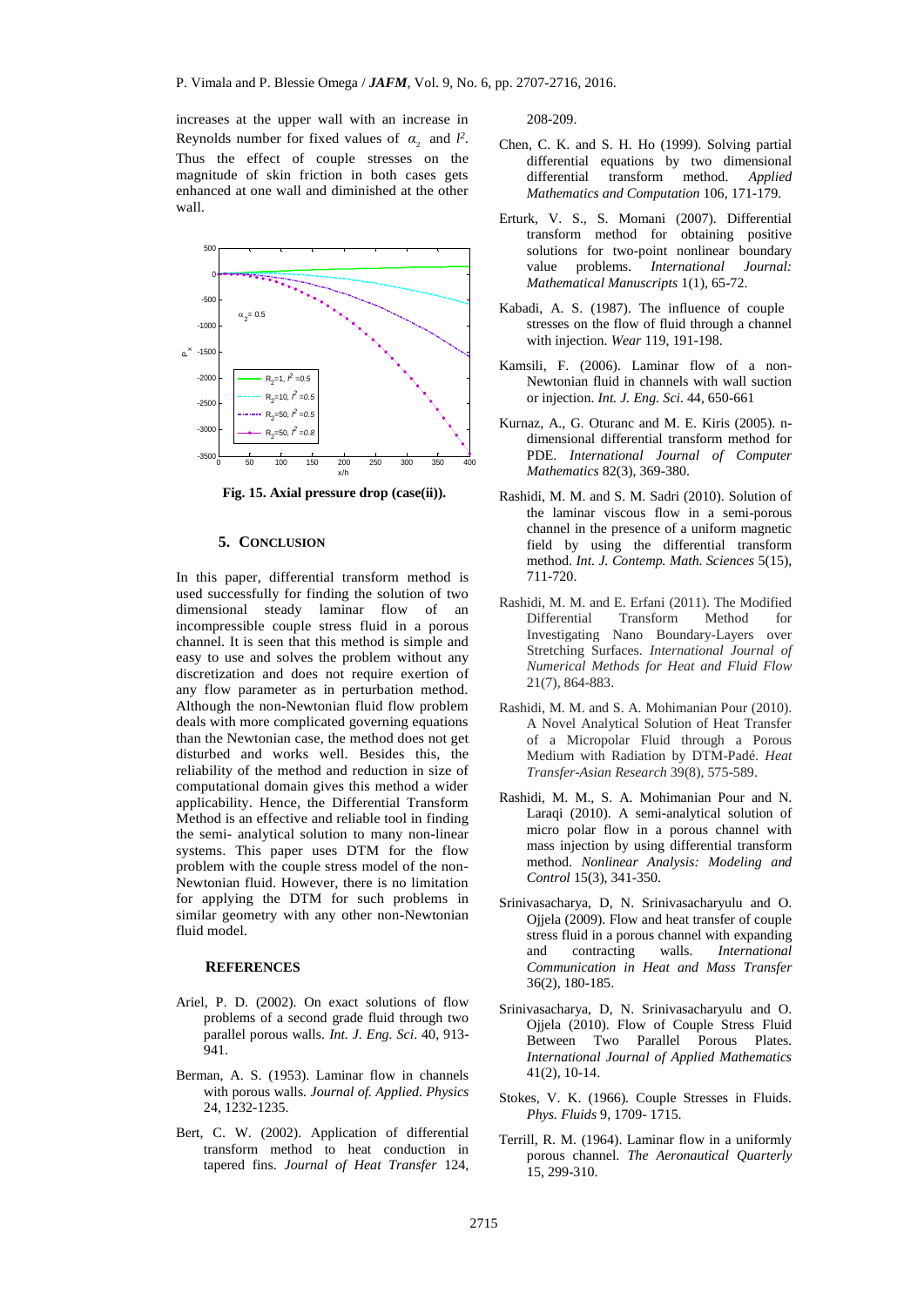increases at the upper wall with an increase in Reynolds number for fixed values of $\alpha_2$ and $l^2$. Thus the effect of couple stresses on the magnitude of skin friction in both cases gets enhanced at one wall and diminished at the other wall.

**Fig. 15. Axial pressure drop (case(ii)).**

## 5. CONCLUSION

In this paper, differential transform method is used successfully for finding the solution of two dimensional steady laminar flow of an incompressible couple stress fluid in a porous channel. It is seen that this method is simple and easy to use and solves the problem without any discretization and does not require exertion of any flow parameter as in perturbation method. Although the non-Newtonian fluid flow problem deals with more complicated governing equations than the Newtonian case, the method does not get disturbed and works well. Besides this, the reliability of the method and reduction in size of computational domain gives this method a wider applicability. Hence, the Differential Transform Method is an effective and reliable tool in finding the semi- analytical solution to many non-linear systems. This paper uses DTM for the flow problem with the couple stress model of the non-Newtonian fluid. However, there is no limitation for applying the DTM for such problems in similar geometry with any other non-Newtonian fluid model.

## REFERENCES

Ariel, P. D. (2002). On exact solutions of flow problems of a second grade fluid through two parallel porous walls. *Int. J. Eng. Sci*. 40, 913-941.

Berman, A. S. (1953). Laminar flow in channels with porous walls. *Journal of. Applied. Physics* 24, 1232-1235.

Bert, C. W. (2002). Application of differential transform method to heat conduction in tapered fins. *Journal of Heat Transfer* 124, 208-209.

Chen, C. K. and S. H. Ho (1999). Solving partial differential equations by two dimensional differential transform method. *Applied Mathematics and Computation* 106, 171-179.

Erturk, V. S., S. Momani (2007). Differential transform method for obtaining positive solutions for two-point nonlinear boundary value problems. *International Journal: Mathematical Manuscripts* 1(1), 65-72.

Kabadi, A. S. (1987). The influence of couple stresses on the flow of fluid through a channel with injection. *Wear* 119, 191-198.

Kamsili, F. (2006). Laminar flow of a non-Newtonian fluid in channels with wall suction or injection. *Int. J. Eng. Sci*. 44, 650-661

Kurnaz, A., G. Oturanc and M. E. Kiris (2005). n-dimensional differential transform method for PDE. *International Journal of Computer Mathematics* 82(3), 369-380.

Rashidi, M. M. and S. M. Sadri (2010). Solution of the laminar viscous flow in a semi-porous channel in the presence of a uniform magnetic field by using the differential transform method. *Int. J. Contemp. Math. Sciences* 5(15), 711-720.

Rashidi, M. M. and E. Erfani (2011). The Modified Differential Transform Method for Investigating Nano Boundary-Layers over Stretching Surfaces. *International Journal of Numerical Methods for Heat and Fluid Flow* 21(7), 864-883.

Rashidi, M. M. and S. A. Mohimanian Pour (2010). A Novel Analytical Solution of Heat Transfer of a Micropolar Fluid through a Porous Medium with Radiation by DTM-Padé. *Heat Transfer-Asian Research* 39(8), 575-589.

Rashidi, M. M., S. A. Mohimanian Pour and N. Laraqi (2010). A semi-analytical solution of micro polar flow in a porous channel with mass injection by using differential transform method. *Nonlinear Analysis: Modeling and Control* 15(3), 341-350.

Srinivasacharya, D, N. Srinivasacharyulu and O. Ojjela (2009). Flow and heat transfer of couple stress fluid in a porous channel with expanding and contracting walls. *International Communication in Heat and Mass Transfer* 36(2), 180-185.

Srinivasacharya, D, N. Srinivasacharyulu and O. Ojjela (2010). Flow of Couple Stress Fluid Between Two Parallel Porous Plates. *International Journal of Applied Mathematics* 41(2), 10-14.

Stokes, V. K. (1966). Couple Stresses in Fluids. *Phys. Fluids* 9, 1709- 1715.

Terrill, R. M. (1964). Laminar flow in a uniformly porous channel. *The Aeronautical Quarterly* 15, 299-310.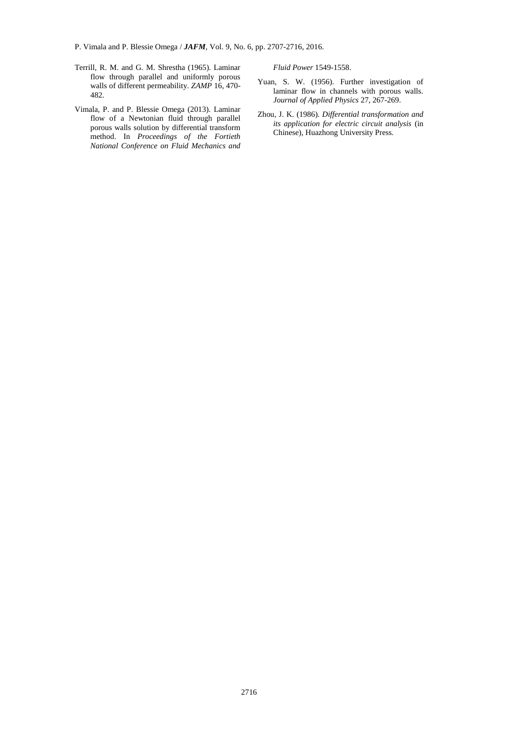Terrill, R. M. and G. M. Shrestha (1965). Laminar flow through parallel and uniformly porous walls of different permeability. *ZAMP* 16, 470-482.

Vimala, P. and P. Blessie Omega (2013). Laminar flow of a Newtonian fluid through parallel porous walls solution by differential transform method. In *Proceedings of the Fortieth National Conference on Fluid Mechanics and Fluid Power* 1549-1558.

Yuan, S. W. (1956). Further investigation of laminar flow in channels with porous walls. *Journal of Applied Physics* 27, 267-269.

Zhou, J. K. (1986). *Differential transformation and its application for electric circuit analysis* (in Chinese), Huazhong University Press.